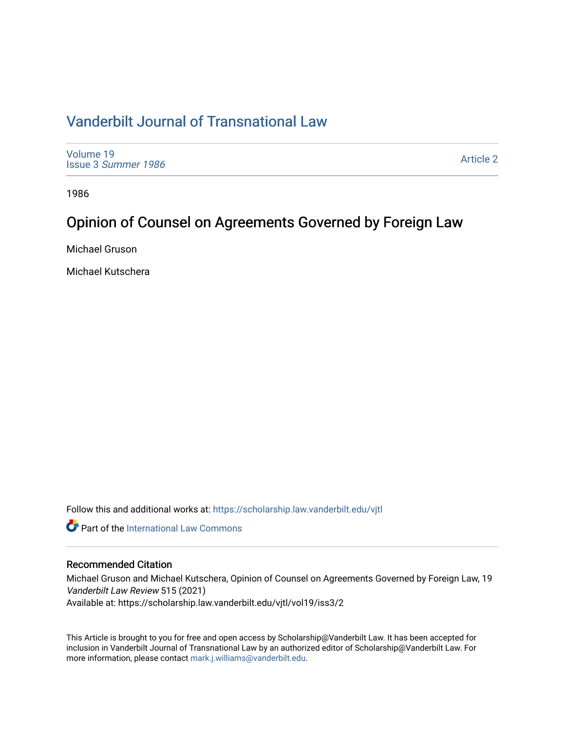# Vanderbilt Journal of Transnational Law

Volume 19
Issue 3 *Summer 1986*

Article 2

1986

## Opinion of Counsel on Agreements Governed by Foreign Law

Michael Gruson

Michael Kutschera

Follow this and additional works at: https://scholarship.law.vanderbilt.edu/vjtl

Part of the International Law Commons

### Recommended Citation

Michael Gruson and Michael Kutschera, Opinion of Counsel on Agreements Governed by Foreign Law, 19 *Vanderbilt Law Review* 515 (2021)
Available at: https://scholarship.law.vanderbilt.edu/vjtl/vol19/iss3/2

This Article is brought to you for free and open access by Scholarship@Vanderbilt Law. It has been accepted for inclusion in Vanderbilt Journal of Transnational Law by an authorized editor of Scholarship@Vanderbilt Law. For more information, please contact mark.j.williams@vanderbilt.edu.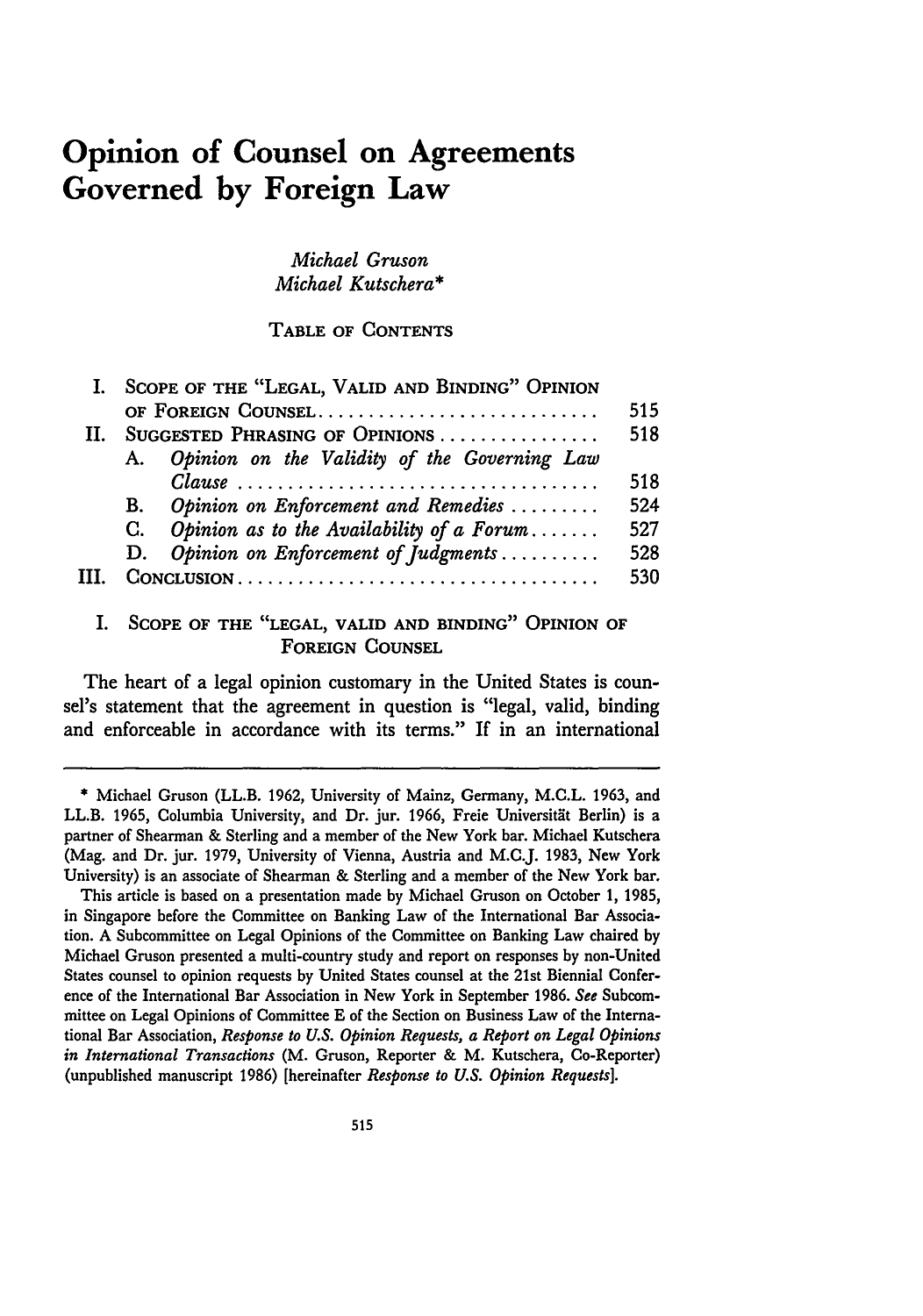# Opinion of Counsel on Agreements Governed by Foreign Law

*Michael Gruson*
*Michael Kutschera**

TABLE OF CONTENTS

| | | |
|---|---|---|
| I. | SCOPE OF THE "LEGAL, VALID AND BINDING" OPINION OF FOREIGN COUNSEL | 515 |
| II. | SUGGESTED PHRASING OF OPINIONS | 518 |
| | A. *Opinion on the Validity of the Governing Law Clause* | 518 |
| | B. *Opinion on Enforcement and Remedies* | 524 |
| | C. *Opinion as to the Availability of a Forum* | 527 |
| | D. *Opinion on Enforcement of Judgments* | 528 |
| III. | CONCLUSION | 530 |

## I. SCOPE OF THE "LEGAL, VALID AND BINDING" OPINION OF FOREIGN COUNSEL

The heart of a legal opinion customary in the United States is counsel's statement that the agreement in question is "legal, valid, binding and enforceable in accordance with its terms." If in an international

---

\* Michael Gruson (LL.B. 1962, University of Mainz, Germany, M.C.L. 1963, and LL.B. 1965, Columbia University, and Dr. jur. 1966, Freie Universität Berlin) is a partner of Shearman & Sterling and a member of the New York bar. Michael Kutschera (Mag. and Dr. jur. 1979, University of Vienna, Austria and M.C.J. 1983, New York University) is an associate of Shearman & Sterling and a member of the New York bar.

This article is based on a presentation made by Michael Gruson on October 1, 1985, in Singapore before the Committee on Banking Law of the International Bar Association. A Subcommittee on Legal Opinions of the Committee on Banking Law chaired by Michael Gruson presented a multi-country study and report on responses by non-United States counsel to opinion requests by United States counsel at the 21st Biennial Conference of the International Bar Association in New York in September 1986. *See* Subcommittee on Legal Opinions of Committee E of the Section on Business Law of the International Bar Association, *Response to U.S. Opinion Requests, a Report on Legal Opinions in International Transactions* (M. Gruson, Reporter & M. Kutschera, Co-Reporter) (unpublished manuscript 1986) [hereinafter *Response to U.S. Opinion Requests*].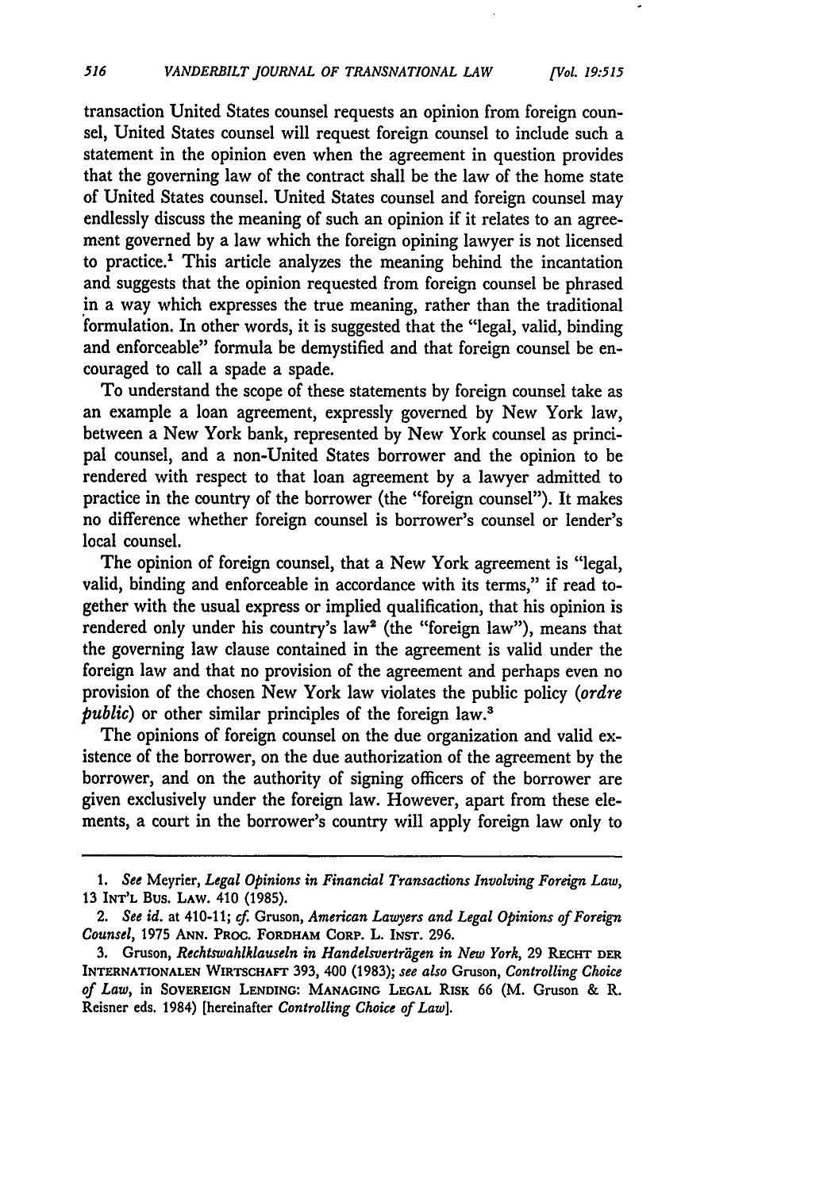transaction United States counsel requests an opinion from foreign counsel, United States counsel will request foreign counsel to include such a statement in the opinion even when the agreement in question provides that the governing law of the contract shall be the law of the home state of United States counsel. United States counsel and foreign counsel may endlessly discuss the meaning of such an opinion if it relates to an agreement governed by a law which the foreign opining lawyer is not licensed to practice.[1] This article analyzes the meaning behind the incantation and suggests that the opinion requested from foreign counsel be phrased in a way which expresses the true meaning, rather than the traditional formulation. In other words, it is suggested that the "legal, valid, binding and enforceable" formula be demystified and that foreign counsel be encouraged to call a spade a spade.

To understand the scope of these statements by foreign counsel take as an example a loan agreement, expressly governed by New York law, between a New York bank, represented by New York counsel as principal counsel, and a non-United States borrower and the opinion to be rendered with respect to that loan agreement by a lawyer admitted to practice in the country of the borrower (the "foreign counsel"). It makes no difference whether foreign counsel is borrower's counsel or lender's local counsel.

The opinion of foreign counsel, that a New York agreement is "legal, valid, binding and enforceable in accordance with its terms," if read together with the usual express or implied qualification, that his opinion is rendered only under his country's law[2] (the "foreign law"), means that the governing law clause contained in the agreement is valid under the foreign law and that no provision of the agreement and perhaps even no provision of the chosen New York law violates the public policy (*ordre public*) or other similar principles of the foreign law.[3]

The opinions of foreign counsel on the due organization and valid existence of the borrower, on the due authorization of the agreement by the borrower, and on the authority of signing officers of the borrower are given exclusively under the foreign law. However, apart from these elements, a court in the borrower's country will apply foreign law only to

---

1. *See* Meyrier, *Legal Opinions in Financial Transactions Involving Foreign Law*, 13 INT'L BUS. LAW. 410 (1985).

2. *See id.* at 410-11; *cf.* Gruson, *American Lawyers and Legal Opinions of Foreign Counsel*, 1975 ANN. PROC. FORDHAM CORP. L. INST. 296.

3. Gruson, *Rechtswahlklauseln in Handelsverträgen in New York*, 29 RECHT DER INTERNATIONALEN WIRTSCHAFT 393, 400 (1983); *see also* Gruson, *Controlling Choice of Law*, in SOVEREIGN LENDING: MANAGING LEGAL RISK 66 (M. Gruson & R. Reisner eds. 1984) [hereinafter *Controlling Choice of Law*].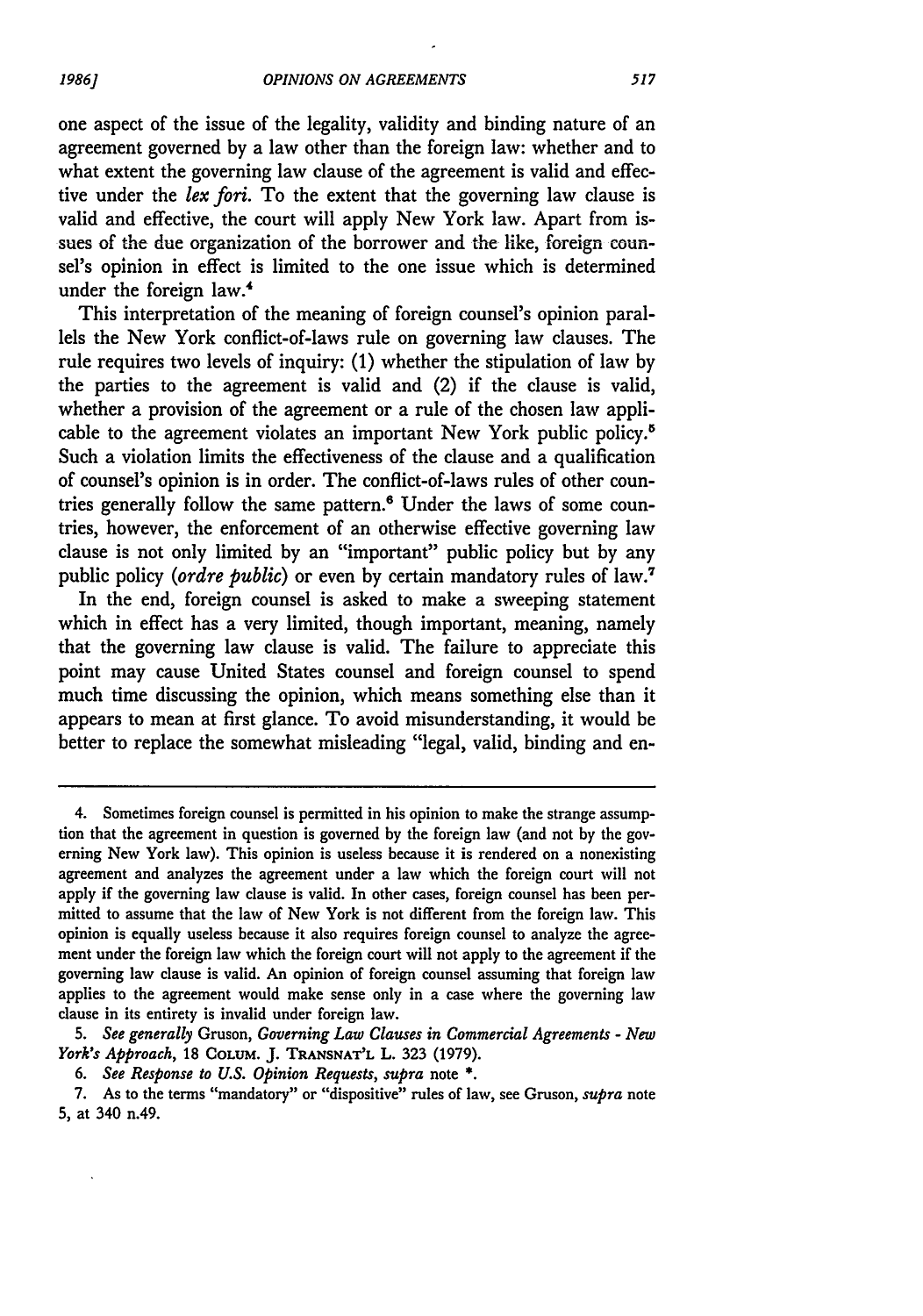one aspect of the issue of the legality, validity and binding nature of an agreement governed by a law other than the foreign law: whether and to what extent the governing law clause of the agreement is valid and effective under the *lex fori*. To the extent that the governing law clause is valid and effective, the court will apply New York law. Apart from issues of the due organization of the borrower and the like, foreign counsel's opinion in effect is limited to the one issue which is determined under the foreign law.[4]

This interpretation of the meaning of foreign counsel's opinion parallels the New York conflict-of-laws rule on governing law clauses. The rule requires two levels of inquiry: (1) whether the stipulation of law by the parties to the agreement is valid and (2) if the clause is valid, whether a provision of the agreement or a rule of the chosen law applicable to the agreement violates an important New York public policy.[5] Such a violation limits the effectiveness of the clause and a qualification of counsel's opinion is in order. The conflict-of-laws rules of other countries generally follow the same pattern.[6] Under the laws of some countries, however, the enforcement of an otherwise effective governing law clause is not only limited by an "important" public policy but by any public policy (*ordre public*) or even by certain mandatory rules of law.[7]

In the end, foreign counsel is asked to make a sweeping statement which in effect has a very limited, though important, meaning, namely that the governing law clause is valid. The failure to appreciate this point may cause United States counsel and foreign counsel to spend much time discussing the opinion, which means something else than it appears to mean at first glance. To avoid misunderstanding, it would be better to replace the somewhat misleading "legal, valid, binding and en-

---

4. Sometimes foreign counsel is permitted in his opinion to make the strange assumption that the agreement in question is governed by the foreign law (and not by the governing New York law). This opinion is useless because it is rendered on a nonexisting agreement and analyzes the agreement under a law which the foreign court will not apply if the governing law clause is valid. In other cases, foreign counsel has been permitted to assume that the law of New York is not different from the foreign law. This opinion is equally useless because it also requires foreign counsel to analyze the agreement under the foreign law which the foreign court will not apply to the agreement if the governing law clause is valid. An opinion of foreign counsel assuming that foreign law applies to the agreement would make sense only in a case where the governing law clause in its entirety is invalid under foreign law.

5. *See generally* Gruson, *Governing Law Clauses in Commercial Agreements - New York's Approach*, 18 COLUM. J. TRANSNAT'L L. 323 (1979).

6. *See Response to U.S. Opinion Requests*, *supra* note *.

7. As to the terms "mandatory" or "dispositive" rules of law, see Gruson, *supra* note 5, at 340 n.49.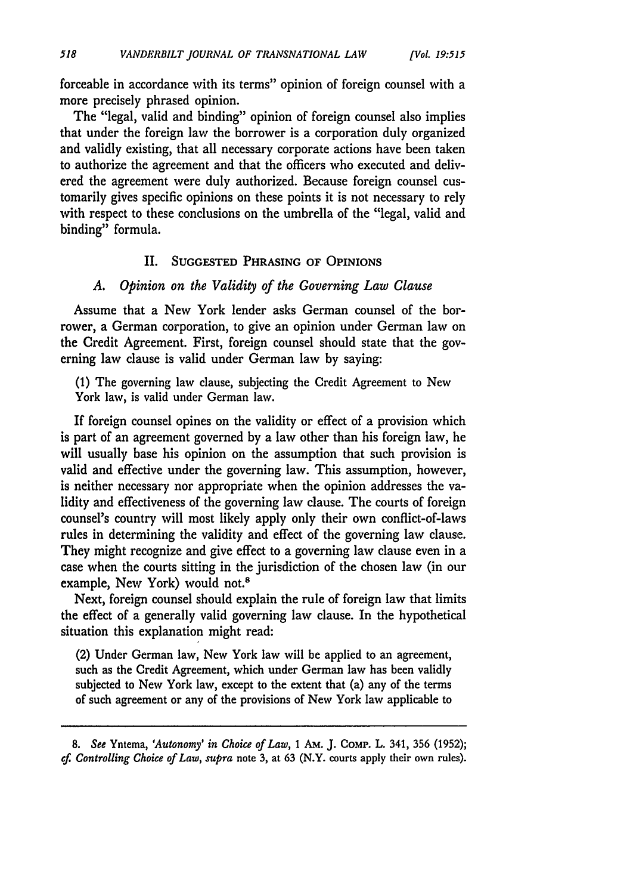forceable in accordance with its terms" opinion of foreign counsel with a more precisely phrased opinion.

The "legal, valid and binding" opinion of foreign counsel also implies that under the foreign law the borrower is a corporation duly organized and validly existing, that all necessary corporate actions have been taken to authorize the agreement and that the officers who executed and delivered the agreement were duly authorized. Because foreign counsel customarily gives specific opinions on these points it is not necessary to rely with respect to these conclusions on the umbrella of the "legal, valid and binding" formula.

## II. Suggested Phrasing of Opinions

### *A. Opinion on the Validity of the Governing Law Clause*

Assume that a New York lender asks German counsel of the borrower, a German corporation, to give an opinion under German law on the Credit Agreement. First, foreign counsel should state that the governing law clause is valid under German law by saying:

> (1) The governing law clause, subjecting the Credit Agreement to New York law, is valid under German law.

If foreign counsel opines on the validity or effect of a provision which is part of an agreement governed by a law other than his foreign law, he will usually base his opinion on the assumption that such provision is valid and effective under the governing law. This assumption, however, is neither necessary nor appropriate when the opinion addresses the validity and effectiveness of the governing law clause. The courts of foreign counsel's country will most likely apply only their own conflict-of-laws rules in determining the validity and effect of the governing law clause. They might recognize and give effect to a governing law clause even in a case when the courts sitting in the jurisdiction of the chosen law (in our example, New York) would not.[8]

Next, foreign counsel should explain the rule of foreign law that limits the effect of a generally valid governing law clause. In the hypothetical situation this explanation might read:

> (2) Under German law, New York law will be applied to an agreement, such as the Credit Agreement, which under German law has been validly subjected to New York law, except to the extent that (a) any of the terms of such agreement or any of the provisions of New York law applicable to

---

8. *See* Yntema, *'Autonomy' in Choice of Law*, 1 Am. J. Comp. L. 341, 356 (1952); *cf. Controlling Choice of Law*, *supra* note 3, at 63 (N.Y. courts apply their own rules).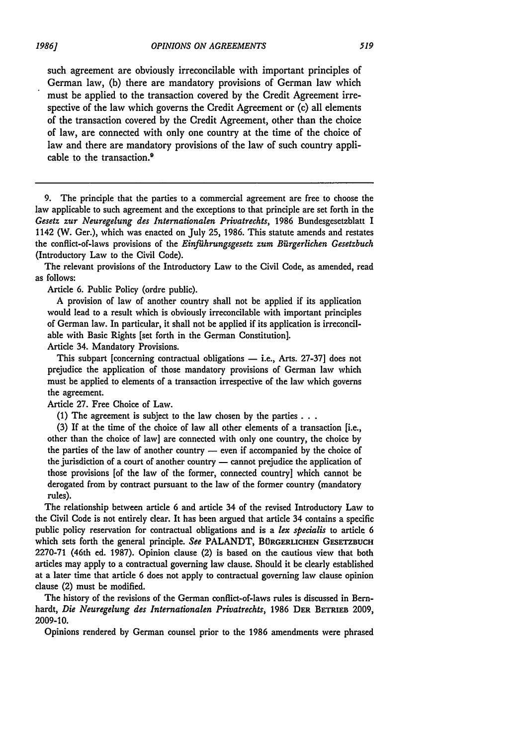such agreement are obviously irreconcilable with important principles of German law, (b) there are mandatory provisions of German law which must be applied to the transaction covered by the Credit Agreement irrespective of the law which governs the Credit Agreement or (c) all elements of the transaction covered by the Credit Agreement, other than the choice of law, are connected with only one country at the time of the choice of law and there are mandatory provisions of the law of such country applicable to the transaction.[9]

---

9. The principle that the parties to a commercial agreement are free to choose the law applicable to such agreement and the exceptions to that principle are set forth in the *Gesetz zur Neuregelung des Internationalen Privatrechts*, 1986 Bundesgesetzblatt I 1142 (W. Ger.), which was enacted on July 25, 1986. This statute amends and restates the conflict-of-laws provisions of the *Einführungsgesetz zum Bürgerlichen Gesetzbuch* (Introductory Law to the Civil Code).

The relevant provisions of the Introductory Law to the Civil Code, as amended, read as follows:

Article 6. Public Policy (ordre public).

A provision of law of another country shall not be applied if its application would lead to a result which is obviously irreconcilable with important principles of German law. In particular, it shall not be applied if its application is irreconcilable with Basic Rights [set forth in the German Constitution].

Article 34. Mandatory Provisions.

This subpart [concerning contractual obligations — i.e., Arts. 27-37] does not prejudice the application of those mandatory provisions of German law which must be applied to elements of a transaction irrespective of the law which governs the agreement.

Article 27. Free Choice of Law.

(1) The agreement is subject to the law chosen by the parties . . .

(3) If at the time of the choice of law all other elements of a transaction [i.e., other than the choice of law] are connected with only one country, the choice by the parties of the law of another country — even if accompanied by the choice of the jurisdiction of a court of another country — cannot prejudice the application of those provisions [of the law of the former, connected country] which cannot be derogated from by contract pursuant to the law of the former country (mandatory rules).

The relationship between article 6 and article 34 of the revised Introductory Law to the Civil Code is not entirely clear. It has been argued that article 34 contains a specific public policy reservation for contractual obligations and is a *lex specialis* to article 6 which sets forth the general principle. *See* PALANDT, BÜRGERLICHEN GESETZBUCH 2270-71 (46th ed. 1987). Opinion clause (2) is based on the cautious view that both articles may apply to a contractual governing law clause. Should it be clearly established at a later time that article 6 does not apply to contractual governing law clause opinion clause (2) must be modified.

The history of the revisions of the German conflict-of-laws rules is discussed in Bernhardt, *Die Neuregelung des Internationalen Privatrechts*, 1986 DER BETRIEB 2009, 2009-10.

Opinions rendered by German counsel prior to the 1986 amendments were phrased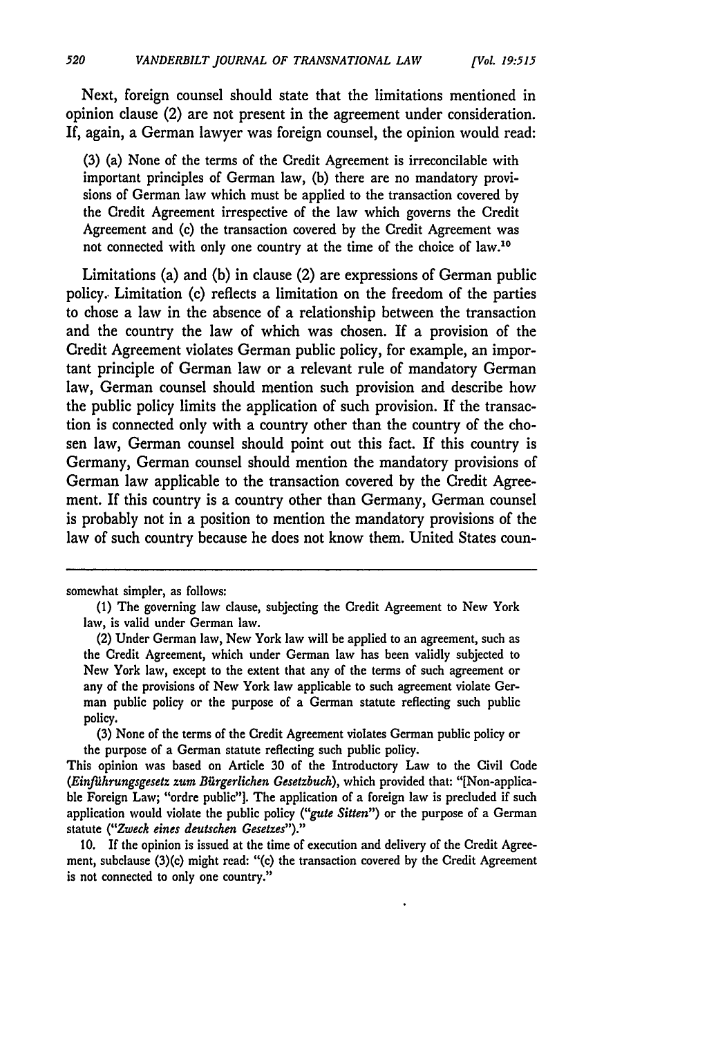Next, foreign counsel should state that the limitations mentioned in opinion clause (2) are not present in the agreement under consideration. If, again, a German lawyer was foreign counsel, the opinion would read:

> (3) (a) None of the terms of the Credit Agreement is irreconcilable with important principles of German law, (b) there are no mandatory provisions of German law which must be applied to the transaction covered by the Credit Agreement irrespective of the law which governs the Credit Agreement and (c) the transaction covered by the Credit Agreement was not connected with only one country at the time of the choice of law.[10]

Limitations (a) and (b) in clause (2) are expressions of German public policy. Limitation (c) reflects a limitation on the freedom of the parties to chose a law in the absence of a relationship between the transaction and the country the law of which was chosen. If a provision of the Credit Agreement violates German public policy, for example, an important principle of German law or a relevant rule of mandatory German law, German counsel should mention such provision and describe how the public policy limits the application of such provision. If the transaction is connected only with a country other than the country of the chosen law, German counsel should point out this fact. If this country is Germany, German counsel should mention the mandatory provisions of German law applicable to the transaction covered by the Credit Agreement. If this country is a country other than Germany, German counsel is probably not in a position to mention the mandatory provisions of the law of such country because he does not know them. United States coun-

---

somewhat simpler, as follows:

> (1) The governing law clause, subjecting the Credit Agreement to New York law, is valid under German law.
>
> (2) Under German law, New York law will be applied to an agreement, such as the Credit Agreement, which under German law has been validly subjected to New York law, except to the extent that any of the terms of such agreement or any of the provisions of New York law applicable to such agreement violate German public policy or the purpose of a German statute reflecting such public policy.
>
> (3) None of the terms of the Credit Agreement violates German public policy or the purpose of a German statute reflecting such public policy.

This opinion was based on Article 30 of the Introductory Law to the Civil Code (*Einführungsgesetz zum Bürgerlichen Gesetzbuch*), which provided that: "[Non-applicable Foreign Law; "ordre public"]. The application of a foreign law is precluded if such application would violate the public policy (*"gute Sitten"*) or the purpose of a German statute (*"Zweck eines deutschen Gesetzes"*)."

10. If the opinion is issued at the time of execution and delivery of the Credit Agreement, subclause (3)(c) might read: "(c) the transaction covered by the Credit Agreement is not connected to only one country."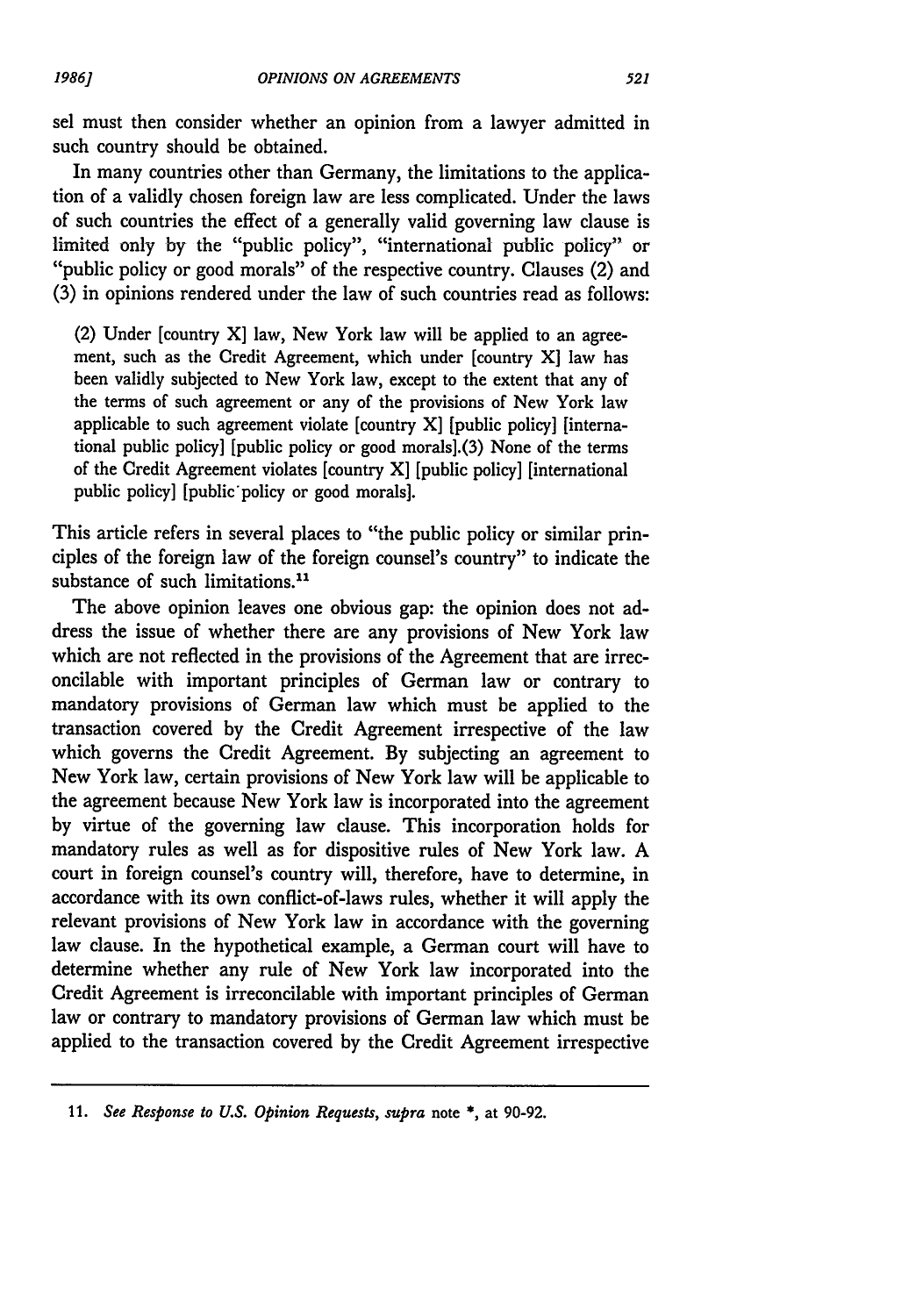sel must then consider whether an opinion from a lawyer admitted in such country should be obtained.

In many countries other than Germany, the limitations to the application of a validly chosen foreign law are less complicated. Under the laws of such countries the effect of a generally valid governing law clause is limited only by the "public policy", "international public policy" or "public policy or good morals" of the respective country. Clauses (2) and (3) in opinions rendered under the law of such countries read as follows:

> (2) Under [country X] law, New York law will be applied to an agreement, such as the Credit Agreement, which under [country X] law has been validly subjected to New York law, except to the extent that any of the terms of such agreement or any of the provisions of New York law applicable to such agreement violate [country X] [public policy] [international public policy] [public policy or good morals].(3) None of the terms of the Credit Agreement violates [country X] [public policy] [international public policy] [public policy or good morals].

This article refers in several places to "the public policy or similar principles of the foreign law of the foreign counsel's country" to indicate the substance of such limitations.[11]

The above opinion leaves one obvious gap: the opinion does not address the issue of whether there are any provisions of New York law which are not reflected in the provisions of the Agreement that are irreconcilable with important principles of German law or contrary to mandatory provisions of German law which must be applied to the transaction covered by the Credit Agreement irrespective of the law which governs the Credit Agreement. By subjecting an agreement to New York law, certain provisions of New York law will be applicable to the agreement because New York law is incorporated into the agreement by virtue of the governing law clause. This incorporation holds for mandatory rules as well as for dispositive rules of New York law. A court in foreign counsel's country will, therefore, have to determine, in accordance with its own conflict-of-laws rules, whether it will apply the relevant provisions of New York law in accordance with the governing law clause. In the hypothetical example, a German court will have to determine whether any rule of New York law incorporated into the Credit Agreement is irreconcilable with important principles of German law or contrary to mandatory provisions of German law which must be applied to the transaction covered by the Credit Agreement irrespective

---

11. *See Response to U.S. Opinion Requests, supra* note *, at 90-92.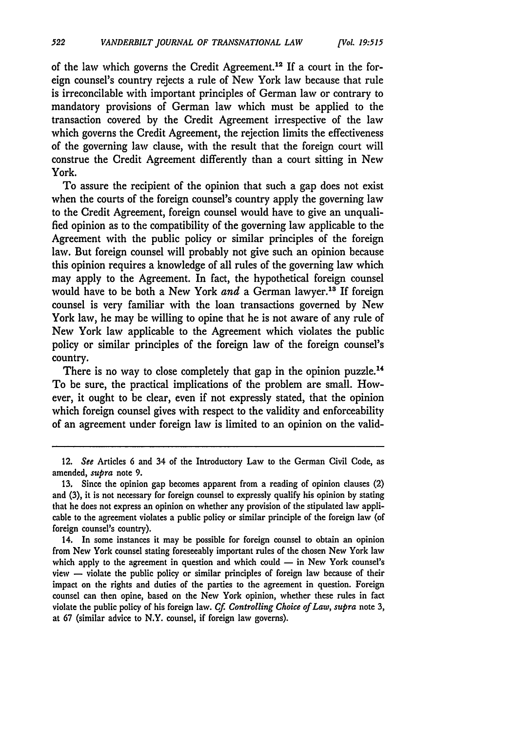of the law which governs the Credit Agreement.[12] If a court in the foreign counsel's country rejects a rule of New York law because that rule is irreconcilable with important principles of German law or contrary to mandatory provisions of German law which must be applied to the transaction covered by the Credit Agreement irrespective of the law which governs the Credit Agreement, the rejection limits the effectiveness of the governing law clause, with the result that the foreign court will construe the Credit Agreement differently than a court sitting in New York.

To assure the recipient of the opinion that such a gap does not exist when the courts of the foreign counsel's country apply the governing law to the Credit Agreement, foreign counsel would have to give an unqualified opinion as to the compatibility of the governing law applicable to the Agreement with the public policy or similar principles of the foreign law. But foreign counsel will probably not give such an opinion because this opinion requires a knowledge of all rules of the governing law which may apply to the Agreement. In fact, the hypothetical foreign counsel would have to be both a New York *and* a German lawyer.[13] If foreign counsel is very familiar with the loan transactions governed by New York law, he may be willing to opine that he is not aware of any rule of New York law applicable to the Agreement which violates the public policy or similar principles of the foreign law of the foreign counsel's country.

There is no way to close completely that gap in the opinion puzzle.[14] To be sure, the practical implications of the problem are small. However, it ought to be clear, even if not expressly stated, that the opinion which foreign counsel gives with respect to the validity and enforceability of an agreement under foreign law is limited to an opinion on the valid-

---

12. *See* Articles 6 and 34 of the Introductory Law to the German Civil Code, as amended, *supra* note 9.

13. Since the opinion gap becomes apparent from a reading of opinion clauses (2) and (3), it is not necessary for foreign counsel to expressly qualify his opinion by stating that he does not express an opinion on whether any provision of the stipulated law applicable to the agreement violates a public policy or similar principle of the foreign law (of foreign counsel's country).

14. In some instances it may be possible for foreign counsel to obtain an opinion from New York counsel stating foreseeably important rules of the chosen New York law which apply to the agreement in question and which could — in New York counsel's view — violate the public policy or similar principles of foreign law because of their impact on the rights and duties of the parties to the agreement in question. Foreign counsel can then opine, based on the New York opinion, whether these rules in fact violate the public policy of his foreign law. *Cf. Controlling Choice of Law*, *supra* note 3, at 67 (similar advice to N.Y. counsel, if foreign law governs).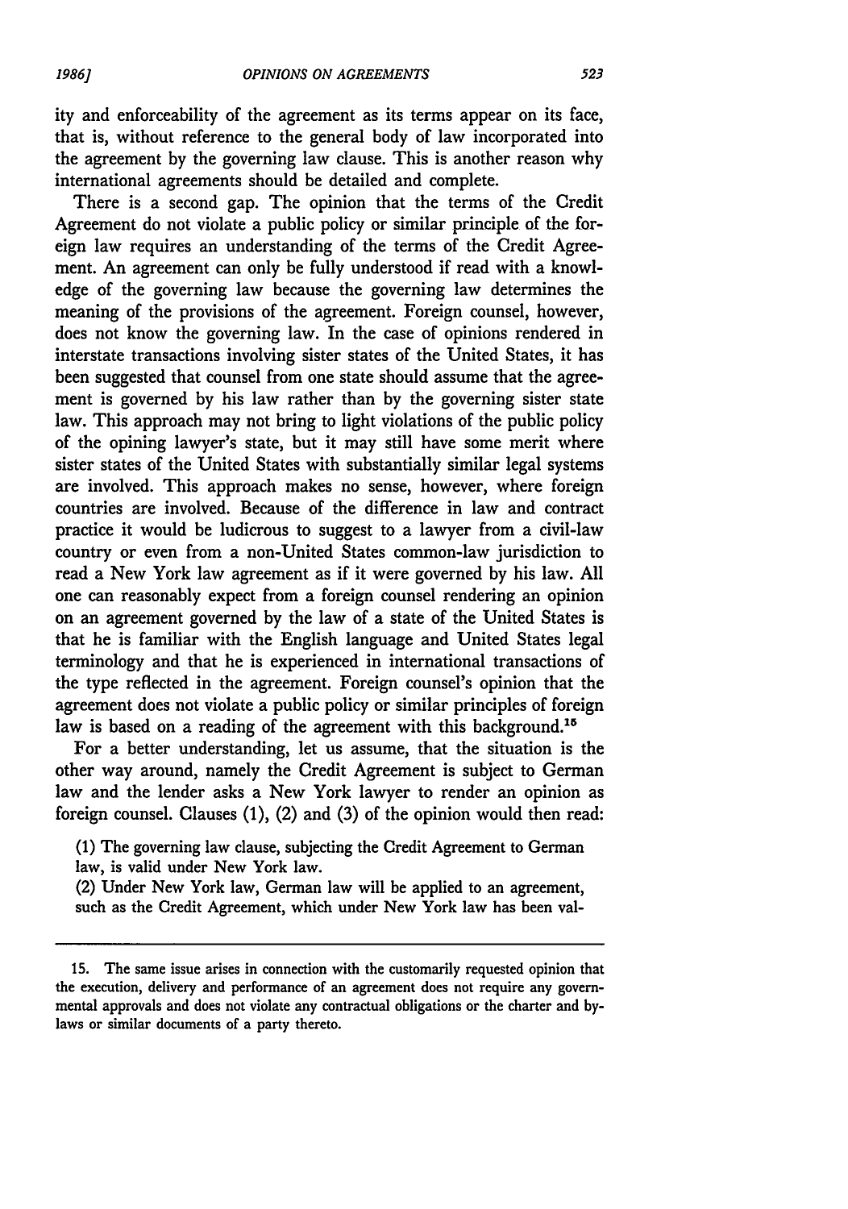ity and enforceability of the agreement as its terms appear on its face, that is, without reference to the general body of law incorporated into the agreement by the governing law clause. This is another reason why international agreements should be detailed and complete.

There is a second gap. The opinion that the terms of the Credit Agreement do not violate a public policy or similar principle of the foreign law requires an understanding of the terms of the Credit Agreement. An agreement can only be fully understood if read with a knowledge of the governing law because the governing law determines the meaning of the provisions of the agreement. Foreign counsel, however, does not know the governing law. In the case of opinions rendered in interstate transactions involving sister states of the United States, it has been suggested that counsel from one state should assume that the agreement is governed by his law rather than by the governing sister state law. This approach may not bring to light violations of the public policy of the opining lawyer's state, but it may still have some merit where sister states of the United States with substantially similar legal systems are involved. This approach makes no sense, however, where foreign countries are involved. Because of the difference in law and contract practice it would be ludicrous to suggest to a lawyer from a civil-law country or even from a non-United States common-law jurisdiction to read a New York law agreement as if it were governed by his law. All one can reasonably expect from a foreign counsel rendering an opinion on an agreement governed by the law of a state of the United States is that he is familiar with the English language and United States legal terminology and that he is experienced in international transactions of the type reflected in the agreement. Foreign counsel's opinion that the agreement does not violate a public policy or similar principles of foreign law is based on a reading of the agreement with this background.[15]

For a better understanding, let us assume, that the situation is the other way around, namely the Credit Agreement is subject to German law and the lender asks a New York lawyer to render an opinion as foreign counsel. Clauses (1), (2) and (3) of the opinion would then read:

> (1) The governing law clause, subjecting the Credit Agreement to German law, is valid under New York law.
>
> (2) Under New York law, German law will be applied to an agreement, such as the Credit Agreement, which under New York law has been val-

---

15. The same issue arises in connection with the customarily requested opinion that the execution, delivery and performance of an agreement does not require any governmental approvals and does not violate any contractual obligations or the charter and by-laws or similar documents of a party thereto.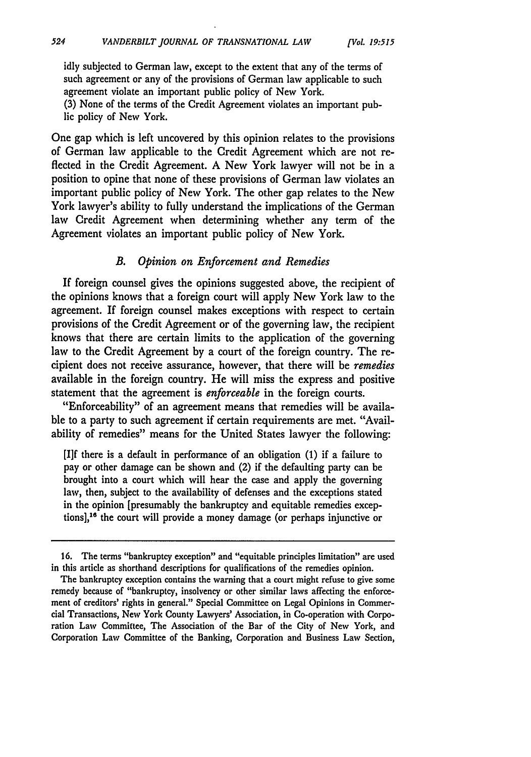idly subjected to German law, except to the extent that any of the terms of such agreement or any of the provisions of German law applicable to such agreement violate an important public policy of New York.

(3) None of the terms of the Credit Agreement violates an important public policy of New York.

One gap which is left uncovered by this opinion relates to the provisions of German law applicable to the Credit Agreement which are not reflected in the Credit Agreement. A New York lawyer will not be in a position to opine that none of these provisions of German law violates an important public policy of New York. The other gap relates to the New York lawyer's ability to fully understand the implications of the German law Credit Agreement when determining whether any term of the Agreement violates an important public policy of New York.

### *B. Opinion on Enforcement and Remedies*

If foreign counsel gives the opinions suggested above, the recipient of the opinions knows that a foreign court will apply New York law to the agreement. If foreign counsel makes exceptions with respect to certain provisions of the Credit Agreement or of the governing law, the recipient knows that there are certain limits to the application of the governing law to the Credit Agreement by a court of the foreign country. The recipient does not receive assurance, however, that there will be *remedies* available in the foreign country. He will miss the express and positive statement that the agreement is *enforceable* in the foreign courts.

"Enforceability" of an agreement means that remedies will be available to a party to such agreement if certain requirements are met. "Availability of remedies" means for the United States lawyer the following:

> [I]f there is a default in performance of an obligation (1) if a failure to pay or other damage can be shown and (2) if the defaulting party can be brought into a court which will hear the case and apply the governing law, then, subject to the availability of defenses and the exceptions stated in the opinion [presumably the bankruptcy and equitable remedies exceptions],[16] the court will provide a money damage (or perhaps injunctive or

---

16. The terms "bankruptcy exception" and "equitable principles limitation" are used in this article as shorthand descriptions for qualifications of the remedies opinion.

The bankruptcy exception contains the warning that a court might refuse to give some remedy because of "bankruptcy, insolvency or other similar laws affecting the enforcement of creditors' rights in general." Special Committee on Legal Opinions in Commercial Transactions, New York County Lawyers' Association, in Co-operation with Corporation Law Committee, The Association of the Bar of the City of New York, and Corporation Law Committee of the Banking, Corporation and Business Law Section,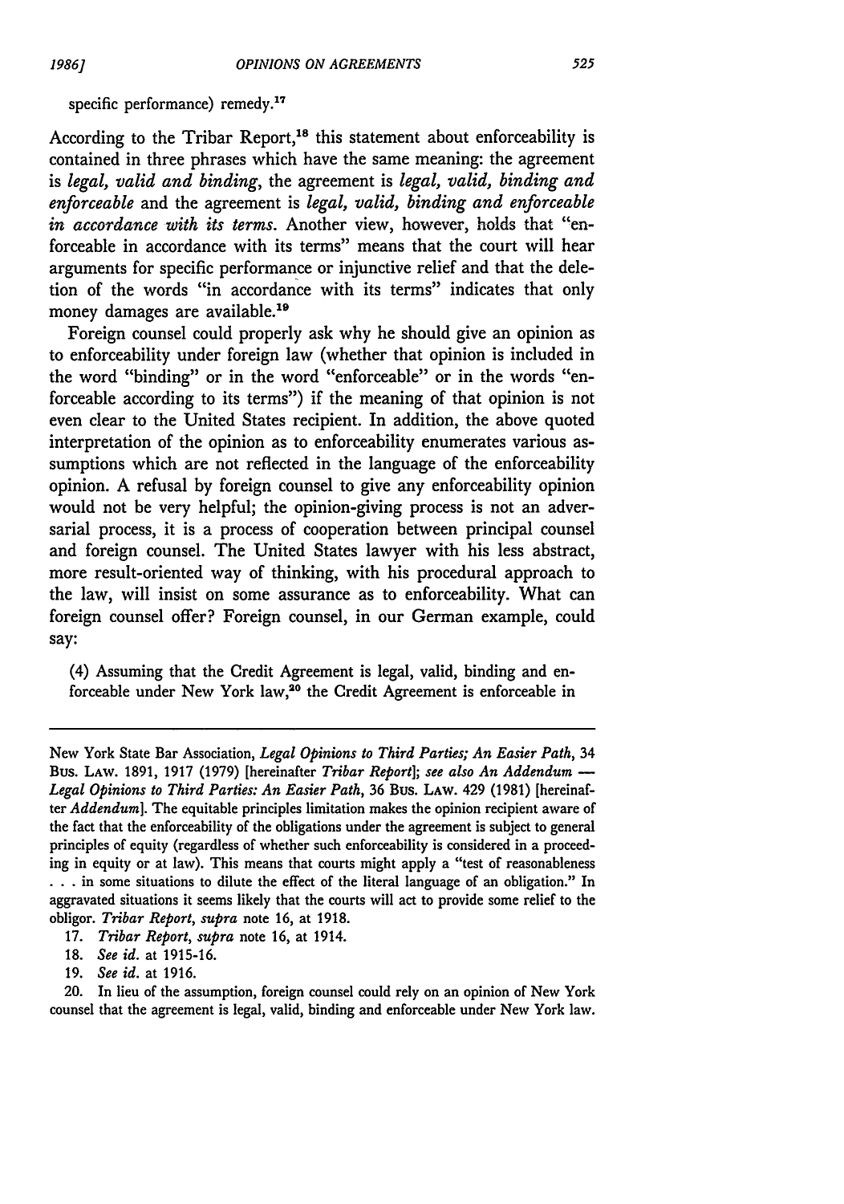specific performance) remedy.[17]

According to the Tribar Report,[18] this statement about enforceability is contained in three phrases which have the same meaning: the agreement is *legal, valid and binding*, the agreement is *legal, valid, binding and enforceable* and the agreement is *legal, valid, binding and enforceable in accordance with its terms*. Another view, however, holds that "enforceable in accordance with its terms" means that the court will hear arguments for specific performance or injunctive relief and that the deletion of the words "in accordance with its terms" indicates that only money damages are available.[19]

Foreign counsel could properly ask why he should give an opinion as to enforceability under foreign law (whether that opinion is included in the word "binding" or in the word "enforceable" or in the words "enforceable according to its terms") if the meaning of that opinion is not even clear to the United States recipient. In addition, the above quoted interpretation of the opinion as to enforceability enumerates various assumptions which are not reflected in the language of the enforceability opinion. A refusal by foreign counsel to give any enforceability opinion would not be very helpful; the opinion-giving process is not an adversarial process, it is a process of cooperation between principal counsel and foreign counsel. The United States lawyer with his less abstract, more result-oriented way of thinking, with his procedural approach to the law, will insist on some assurance as to enforceability. What can foreign counsel offer? Foreign counsel, in our German example, could say:

> (4) Assuming that the Credit Agreement is legal, valid, binding and enforceable under New York law,[20] the Credit Agreement is enforceable in

---

New York State Bar Association, *Legal Opinions to Third Parties; An Easier Path*, 34 BUS. LAW. 1891, 1917 (1979) [hereinafter *Tribar Report*]; *see also An Addendum — Legal Opinions to Third Parties: An Easier Path*, 36 BUS. LAW. 429 (1981) [hereinafter *Addendum*]. The equitable principles limitation makes the opinion recipient aware of the fact that the enforceability of the obligations under the agreement is subject to general principles of equity (regardless of whether such enforceability is considered in a proceeding in equity or at law). This means that courts might apply a "test of reasonableness . . . in some situations to dilute the effect of the literal language of an obligation." In aggravated situations it seems likely that the courts will act to provide some relief to the obligor. *Tribar Report*, *supra* note 16, at 1918.

17. *Tribar Report*, *supra* note 16, at 1914.

18. *See id.* at 1915-16.

19. *See id.* at 1916.

20. In lieu of the assumption, foreign counsel could rely on an opinion of New York counsel that the agreement is legal, valid, binding and enforceable under New York law.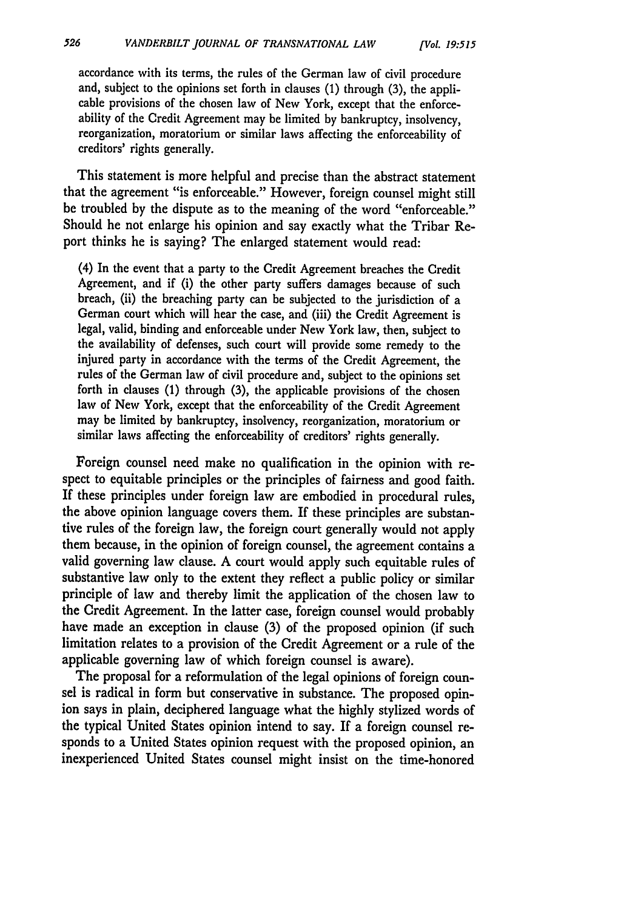accordance with its terms, the rules of the German law of civil procedure and, subject to the opinions set forth in clauses (1) through (3), the applicable provisions of the chosen law of New York, except that the enforceability of the Credit Agreement may be limited by bankruptcy, insolvency, reorganization, moratorium or similar laws affecting the enforceability of creditors' rights generally.

This statement is more helpful and precise than the abstract statement that the agreement "is enforceable." However, foreign counsel might still be troubled by the dispute as to the meaning of the word "enforceable." Should he not enlarge his opinion and say exactly what the Tribar Report thinks he is saying? The enlarged statement would read:

> (4) In the event that a party to the Credit Agreement breaches the Credit Agreement, and if (i) the other party suffers damages because of such breach, (ii) the breaching party can be subjected to the jurisdiction of a German court which will hear the case, and (iii) the Credit Agreement is legal, valid, binding and enforceable under New York law, then, subject to the availability of defenses, such court will provide some remedy to the injured party in accordance with the terms of the Credit Agreement, the rules of the German law of civil procedure and, subject to the opinions set forth in clauses (1) through (3), the applicable provisions of the chosen law of New York, except that the enforceability of the Credit Agreement may be limited by bankruptcy, insolvency, reorganization, moratorium or similar laws affecting the enforceability of creditors' rights generally.

Foreign counsel need make no qualification in the opinion with respect to equitable principles or the principles of fairness and good faith. If these principles under foreign law are embodied in procedural rules, the above opinion language covers them. If these principles are substantive rules of the foreign law, the foreign court generally would not apply them because, in the opinion of foreign counsel, the agreement contains a valid governing law clause. A court would apply such equitable rules of substantive law only to the extent they reflect a public policy or similar principle of law and thereby limit the application of the chosen law to the Credit Agreement. In the latter case, foreign counsel would probably have made an exception in clause (3) of the proposed opinion (if such limitation relates to a provision of the Credit Agreement or a rule of the applicable governing law of which foreign counsel is aware).

The proposal for a reformulation of the legal opinions of foreign counsel is radical in form but conservative in substance. The proposed opinion says in plain, deciphered language what the highly stylized words of the typical United States opinion intend to say. If a foreign counsel responds to a United States opinion request with the proposed opinion, an inexperienced United States counsel might insist on the time-honored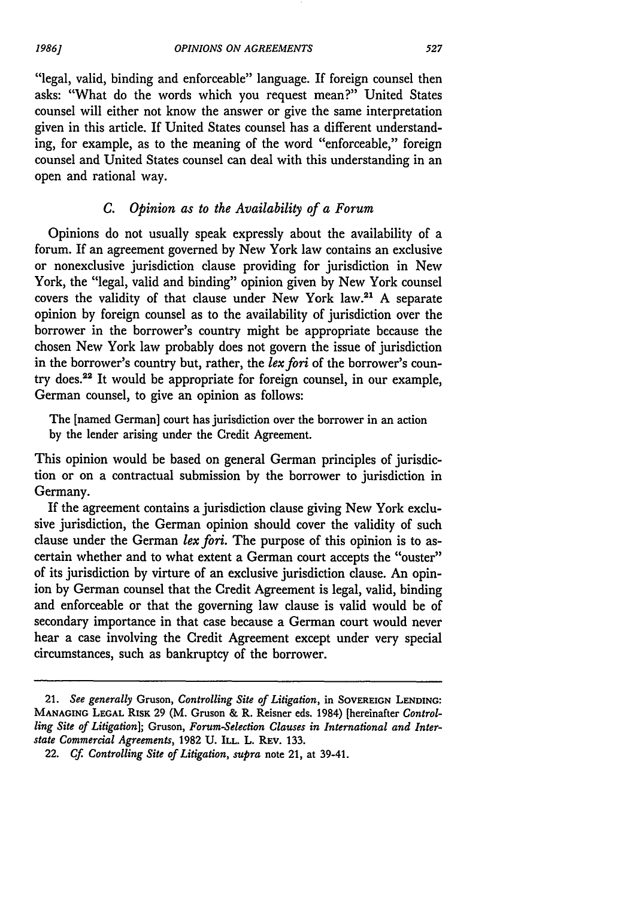"legal, valid, binding and enforceable" language. If foreign counsel then asks: "What do the words which you request mean?" United States counsel will either not know the answer or give the same interpretation given in this article. If United States counsel has a different understanding, for example, as to the meaning of the word "enforceable," foreign counsel and United States counsel can deal with this understanding in an open and rational way.

### *C. Opinion as to the Availability of a Forum*

Opinions do not usually speak expressly about the availability of a forum. If an agreement governed by New York law contains an exclusive or nonexclusive jurisdiction clause providing for jurisdiction in New York, the "legal, valid and binding" opinion given by New York counsel covers the validity of that clause under New York law.[21] A separate opinion by foreign counsel as to the availability of jurisdiction over the borrower in the borrower's country might be appropriate because the chosen New York law probably does not govern the issue of jurisdiction in the borrower's country but, rather, the *lex fori* of the borrower's country does.[22] It would be appropriate for foreign counsel, in our example, German counsel, to give an opinion as follows:

> The [named German] court has jurisdiction over the borrower in an action by the lender arising under the Credit Agreement.

This opinion would be based on general German principles of jurisdiction or on a contractual submission by the borrower to jurisdiction in Germany.

If the agreement contains a jurisdiction clause giving New York exclusive jurisdiction, the German opinion should cover the validity of such clause under the German *lex fori.* The purpose of this opinion is to ascertain whether and to what extent a German court accepts the "ouster" of its jurisdiction by virtue of an exclusive jurisdiction clause. An opinion by German counsel that the Credit Agreement is legal, valid, binding and enforceable or that the governing law clause is valid would be of secondary importance in that case because a German court would never hear a case involving the Credit Agreement except under very special circumstances, such as bankruptcy of the borrower.

---

21. *See generally* Gruson, *Controlling Site of Litigation*, in SOVEREIGN LENDING: MANAGING LEGAL RISK 29 (M. Gruson & R. Reisner eds. 1984) [hereinafter *Controlling Site of Litigation*]; Gruson, *Forum-Selection Clauses in International and Interstate Commercial Agreements*, 1982 U. ILL. L. REV. 133.

22. *Cf. Controlling Site of Litigation*, *supra* note 21, at 39-41.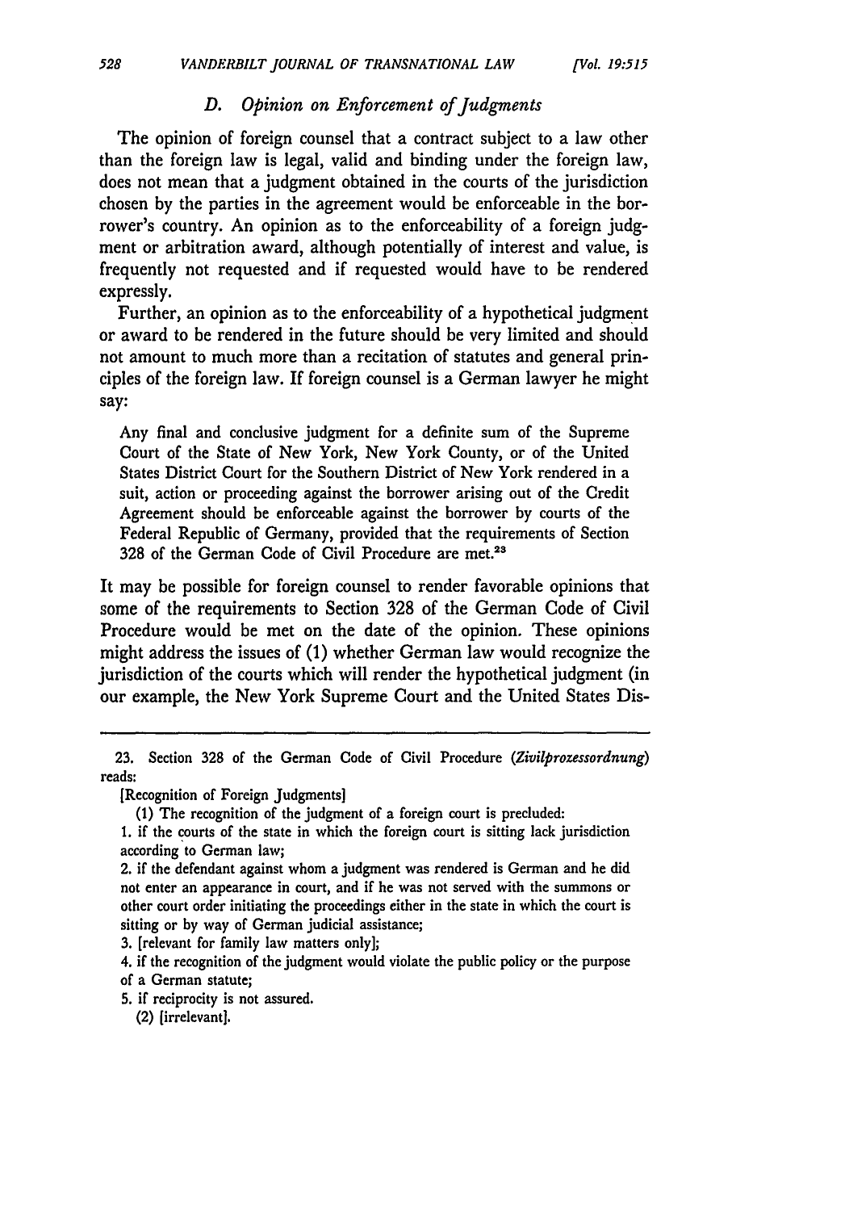### D. *Opinion on Enforcement of Judgments*

The opinion of foreign counsel that a contract subject to a law other than the foreign law is legal, valid and binding under the foreign law, does not mean that a judgment obtained in the courts of the jurisdiction chosen by the parties in the agreement would be enforceable in the borrower's country. An opinion as to the enforceability of a foreign judgment or arbitration award, although potentially of interest and value, is frequently not requested and if requested would have to be rendered expressly.

Further, an opinion as to the enforceability of a hypothetical judgment or award to be rendered in the future should be very limited and should not amount to much more than a recitation of statutes and general principles of the foreign law. If foreign counsel is a German lawyer he might say:

> Any final and conclusive judgment for a definite sum of the Supreme Court of the State of New York, New York County, or of the United States District Court for the Southern District of New York rendered in a suit, action or proceeding against the borrower arising out of the Credit Agreement should be enforceable against the borrower by courts of the Federal Republic of Germany, provided that the requirements of Section 328 of the German Code of Civil Procedure are met.[23]

It may be possible for foreign counsel to render favorable opinions that some of the requirements to Section 328 of the German Code of Civil Procedure would be met on the date of the opinion. These opinions might address the issues of (1) whether German law would recognize the jurisdiction of the courts which will render the hypothetical judgment (in our example, the New York Supreme Court and the United States Dis-

---

23. Section 328 of the German Code of Civil Procedure (*Zivilprozessordnung*) reads:

[Recognition of Foreign Judgments]

(1) The recognition of the judgment of a foreign court is precluded:

1. if the courts of the state in which the foreign court is sitting lack jurisdiction according to German law;
2. if the defendant against whom a judgment was rendered is German and he did not enter an appearance in court, and if he was not served with the summons or other court order initiating the proceedings either in the state in which the court is sitting or by way of German judicial assistance;
3. [relevant for family law matters only];
4. if the recognition of the judgment would violate the public policy or the purpose of a German statute;
5. if reciprocity is not assured.

(2) [irrelevant].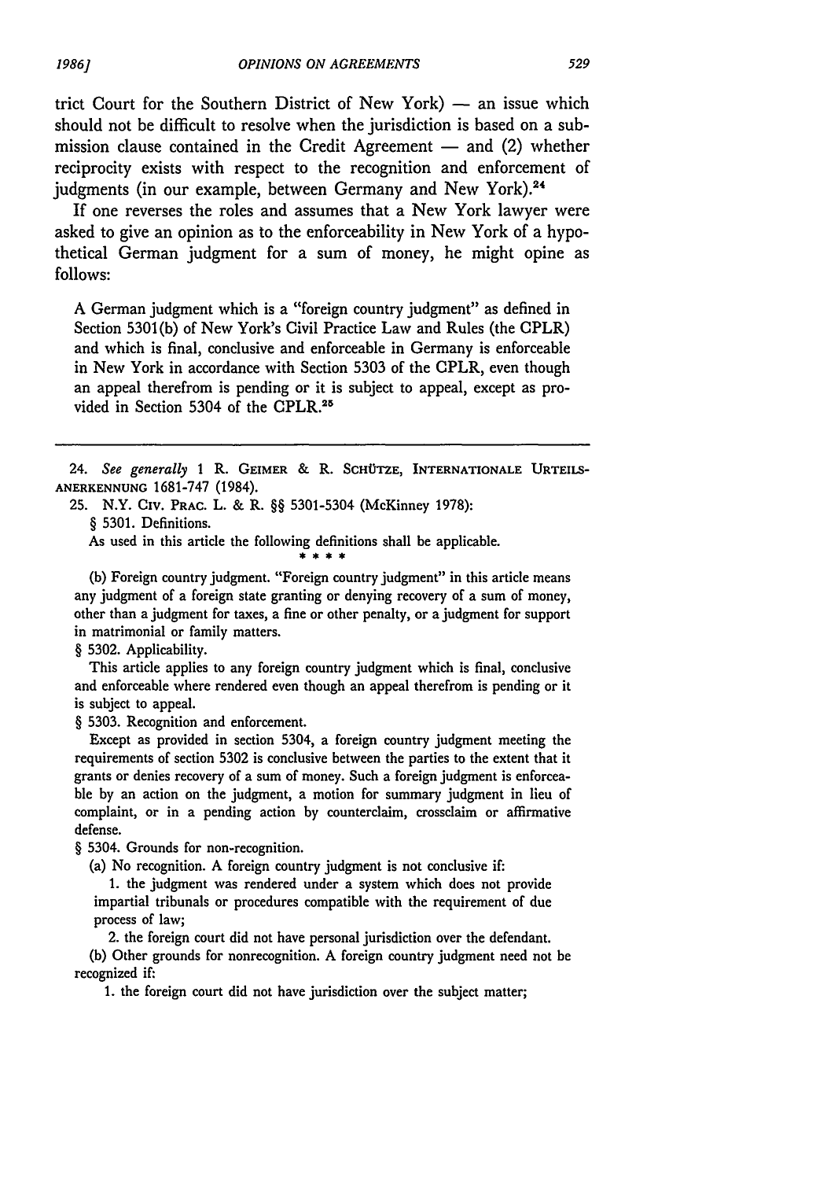trict Court for the Southern District of New York) — an issue which should not be difficult to resolve when the jurisdiction is based on a submission clause contained in the Credit Agreement — and (2) whether reciprocity exists with respect to the recognition and enforcement of judgments (in our example, between Germany and New York).[24]

If one reverses the roles and assumes that a New York lawyer were asked to give an opinion as to the enforceability in New York of a hypothetical German judgment for a sum of money, he might opine as follows:

> A German judgment which is a "foreign country judgment" as defined in Section 5301(b) of New York's Civil Practice Law and Rules (the CPLR) and which is final, conclusive and enforceable in Germany is enforceable in New York in accordance with Section 5303 of the CPLR, even though an appeal therefrom is pending or it is subject to appeal, except as provided in Section 5304 of the CPLR.[25]

---

24. *See generally* 1 R. GEIMER & R. SCHÜTZE, INTERNATIONALE URTEILSANERKENNUNG 1681-747 (1984).

25. N.Y. CIV. PRAC. L. & R. §§ 5301-5304 (McKinney 1978):

§ 5301. Definitions.

As used in this article the following definitions shall be applicable.

* * * *

(b) Foreign country judgment. "Foreign country judgment" in this article means any judgment of a foreign state granting or denying recovery of a sum of money, other than a judgment for taxes, a fine or other penalty, or a judgment for support in matrimonial or family matters.

§ 5302. Applicability.

This article applies to any foreign country judgment which is final, conclusive and enforceable where rendered even though an appeal therefrom is pending or it is subject to appeal.

§ 5303. Recognition and enforcement.

Except as provided in section 5304, a foreign country judgment meeting the requirements of section 5302 is conclusive between the parties to the extent that it grants or denies recovery of a sum of money. Such a foreign judgment is enforceable by an action on the judgment, a motion for summary judgment in lieu of complaint, or in a pending action by counterclaim, crossclaim or affirmative defense.

§ 5304. Grounds for non-recognition.

(a) No recognition. A foreign country judgment is not conclusive if:

1. the judgment was rendered under a system which does not provide impartial tribunals or procedures compatible with the requirement of due process of law;

2. the foreign court did not have personal jurisdiction over the defendant.

(b) Other grounds for nonrecognition. A foreign country judgment need not be recognized if:

1. the foreign court did not have jurisdiction over the subject matter;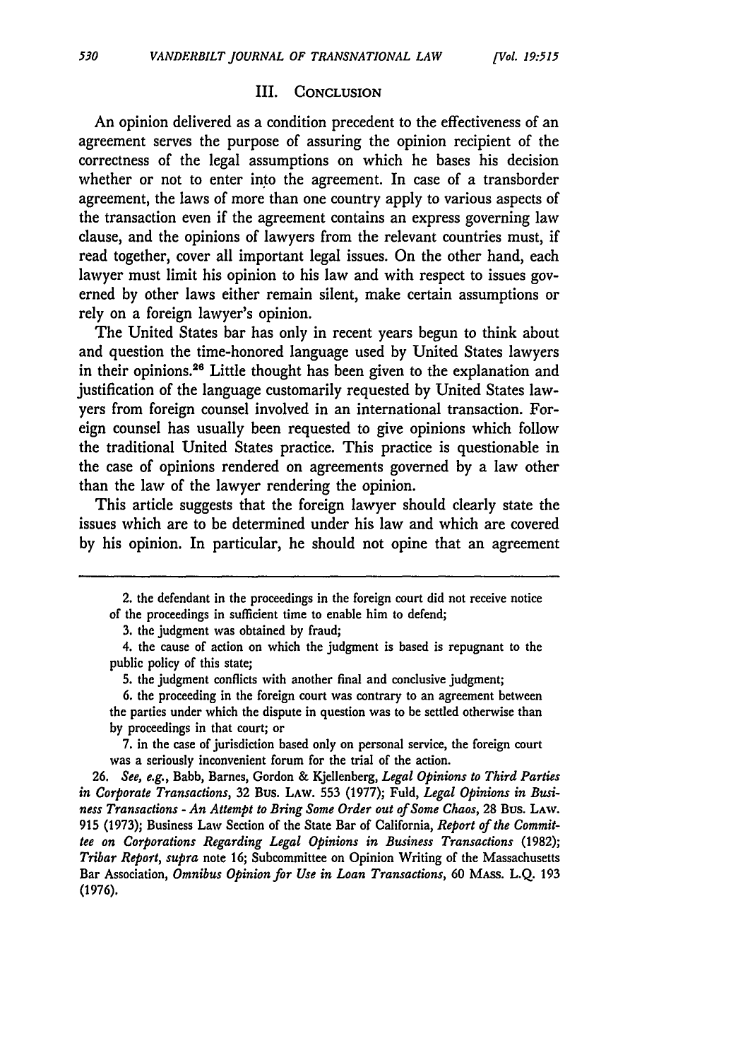## III. Conclusion

An opinion delivered as a condition precedent to the effectiveness of an agreement serves the purpose of assuring the opinion recipient of the correctness of the legal assumptions on which he bases his decision whether or not to enter into the agreement. In case of a transborder agreement, the laws of more than one country apply to various aspects of the transaction even if the agreement contains an express governing law clause, and the opinions of lawyers from the relevant countries must, if read together, cover all important legal issues. On the other hand, each lawyer must limit his opinion to his law and with respect to issues governed by other laws either remain silent, make certain assumptions or rely on a foreign lawyer's opinion.

The United States bar has only in recent years begun to think about and question the time-honored language used by United States lawyers in their opinions.[26] Little thought has been given to the explanation and justification of the language customarily requested by United States lawyers from foreign counsel involved in an international transaction. Foreign counsel has usually been requested to give opinions which follow the traditional United States practice. This practice is questionable in the case of opinions rendered on agreements governed by a law other than the law of the lawyer rendering the opinion.

This article suggests that the foreign lawyer should clearly state the issues which are to be determined under his law and which are covered by his opinion. In particular, he should not opine that an agreement

---

2. the defendant in the proceedings in the foreign court did not receive notice of the proceedings in sufficient time to enable him to defend;

3. the judgment was obtained by fraud;

4. the cause of action on which the judgment is based is repugnant to the public policy of this state;

5. the judgment conflicts with another final and conclusive judgment;

6. the proceeding in the foreign court was contrary to an agreement between the parties under which the dispute in question was to be settled otherwise than by proceedings in that court; or

7. in the case of jurisdiction based only on personal service, the foreign court was a seriously inconvenient forum for the trial of the action.

26. *See, e.g.*, Babb, Barnes, Gordon & Kjellenberg, *Legal Opinions to Third Parties in Corporate Transactions*, 32 Bus. Law. 553 (1977); Fuld, *Legal Opinions in Business Transactions - An Attempt to Bring Some Order out of Some Chaos*, 28 Bus. Law. 915 (1973); Business Law Section of the State Bar of California, *Report of the Committee on Corporations Regarding Legal Opinions in Business Transactions* (1982); *Tribar Report*, *supra* note 16; Subcommittee on Opinion Writing of the Massachusetts Bar Association, *Omnibus Opinion for Use in Loan Transactions*, 60 Mass. L.Q. 193 (1976).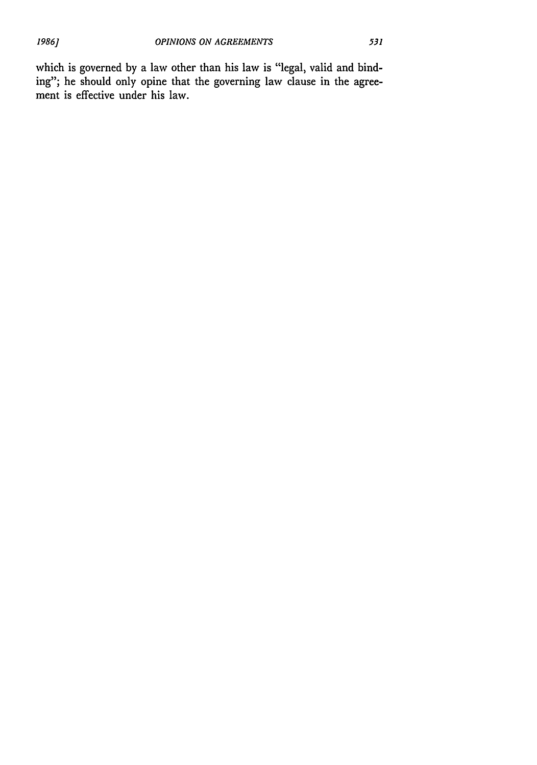which is governed by a law other than his law is "legal, valid and binding"; he should only opine that the governing law clause in the agreement is effective under his law.